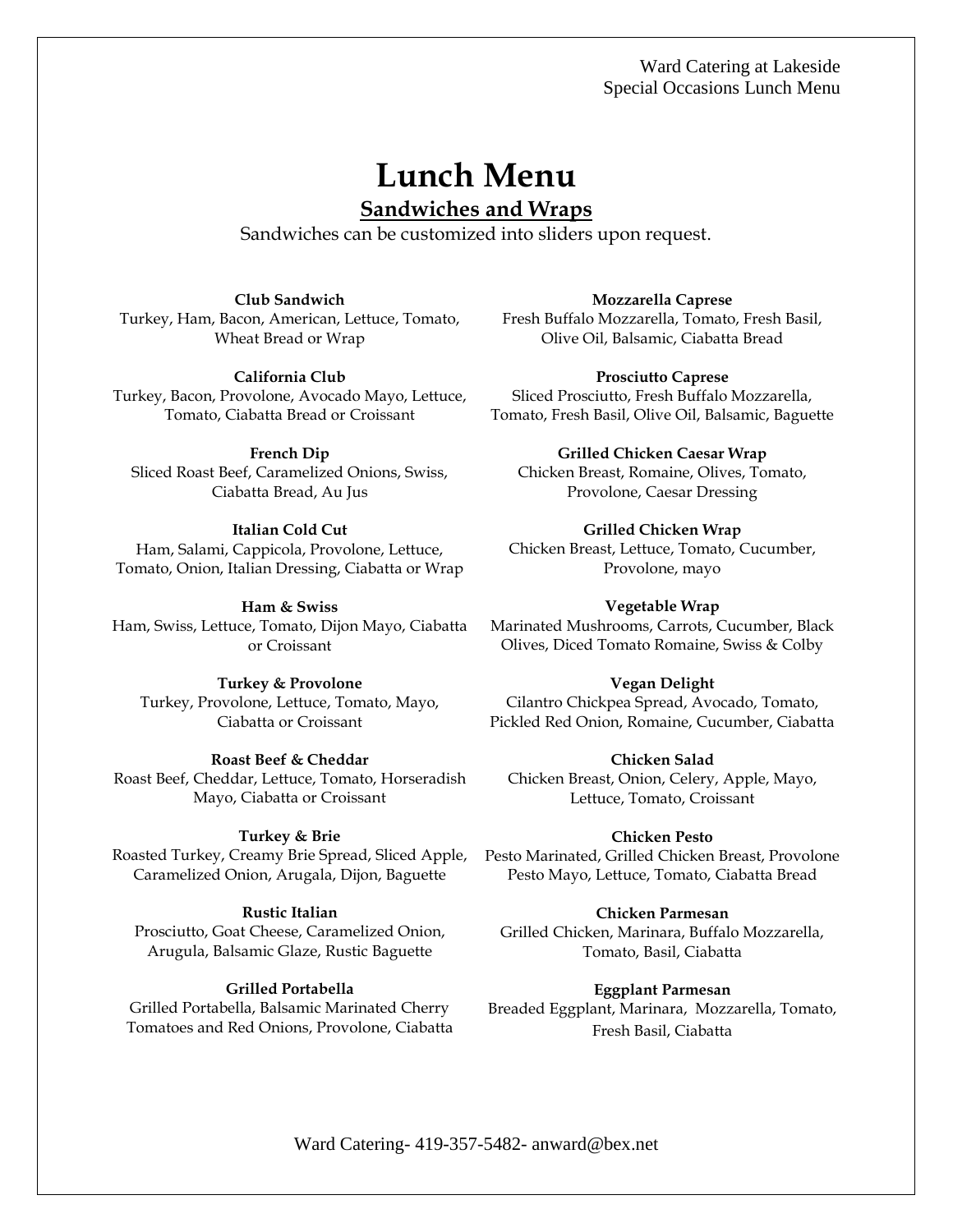Ward Catering at Lakeside
Special Occasions Lunch Menu

# Lunch Menu

## Sandwiches and Wraps

Sandwiches can be customized into sliders upon request.

**Club Sandwich**
Turkey, Ham, Bacon, American, Lettuce, Tomato, Wheat Bread or Wrap

**California Club**
Turkey, Bacon, Provolone, Avocado Mayo, Lettuce, Tomato, Ciabatta Bread or Croissant

**French Dip**
Sliced Roast Beef, Caramelized Onions, Swiss, Ciabatta Bread, Au Jus

**Italian Cold Cut**
Ham, Salami, Cappicola, Provolone, Lettuce, Tomato, Onion, Italian Dressing, Ciabatta or Wrap

**Ham & Swiss**
Ham, Swiss, Lettuce, Tomato, Dijon Mayo, Ciabatta or Croissant

**Turkey & Provolone**
Turkey, Provolone, Lettuce, Tomato, Mayo, Ciabatta or Croissant

**Roast Beef & Cheddar**
Roast Beef, Cheddar, Lettuce, Tomato, Horseradish Mayo, Ciabatta or Croissant

**Turkey & Brie**
Roasted Turkey, Creamy Brie Spread, Sliced Apple, Caramelized Onion, Arugala, Dijon, Baguette

**Rustic Italian**
Prosciutto, Goat Cheese, Caramelized Onion, Arugula, Balsamic Glaze, Rustic Baguette

**Grilled Portabella**
Grilled Portabella, Balsamic Marinated Cherry Tomatoes and Red Onions, Provolone, Ciabatta

**Mozzarella Caprese**
Fresh Buffalo Mozzarella, Tomato, Fresh Basil, Olive Oil, Balsamic, Ciabatta Bread

**Prosciutto Caprese**
Sliced Prosciutto, Fresh Buffalo Mozzarella, Tomato, Fresh Basil, Olive Oil, Balsamic, Baguette

**Grilled Chicken Caesar Wrap**
Chicken Breast, Romaine, Olives, Tomato, Provolone, Caesar Dressing

**Grilled Chicken Wrap**
Chicken Breast, Lettuce, Tomato, Cucumber, Provolone, mayo

**Vegetable Wrap**
Marinated Mushrooms, Carrots, Cucumber, Black Olives, Diced Tomato Romaine, Swiss & Colby

**Vegan Delight**
Cilantro Chickpea Spread, Avocado, Tomato, Pickled Red Onion, Romaine, Cucumber, Ciabatta

**Chicken Salad**
Chicken Breast, Onion, Celery, Apple, Mayo, Lettuce, Tomato, Croissant

**Chicken Pesto**
Pesto Marinated, Grilled Chicken Breast, Provolone Pesto Mayo, Lettuce, Tomato, Ciabatta Bread

**Chicken Parmesan**
Grilled Chicken, Marinara, Buffalo Mozzarella, Tomato, Basil, Ciabatta

**Eggplant Parmesan**
Breaded Eggplant, Marinara, Mozzarella, Tomato, Fresh Basil, Ciabatta

Ward Catering- 419-357-5482- anward@bex.net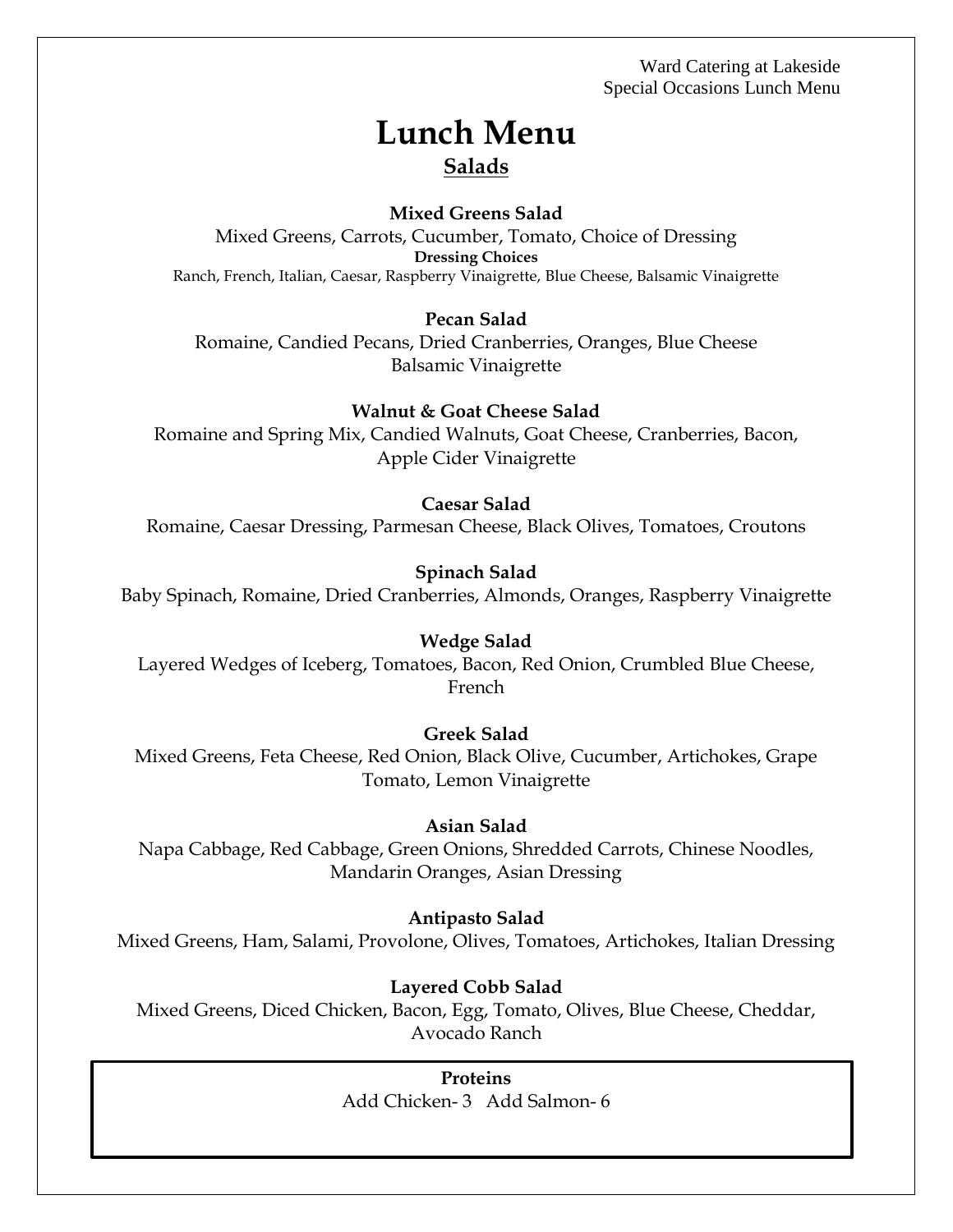# Lunch Menu

## Salads

**Mixed Greens Salad**

Mixed Greens, Carrots, Cucumber, Tomato, Choice of Dressing

**Dressing Choices**

Ranch, French, Italian, Caesar, Raspberry Vinaigrette, Blue Cheese, Balsamic Vinaigrette

**Pecan Salad**

Romaine, Candied Pecans, Dried Cranberries, Oranges, Blue Cheese
Balsamic Vinaigrette

**Walnut & Goat Cheese Salad**

Romaine and Spring Mix, Candied Walnuts, Goat Cheese, Cranberries, Bacon,
Apple Cider Vinaigrette

**Caesar Salad**

Romaine, Caesar Dressing, Parmesan Cheese, Black Olives, Tomatoes, Croutons

**Spinach Salad**

Baby Spinach, Romaine, Dried Cranberries, Almonds, Oranges, Raspberry Vinaigrette

**Wedge Salad**

Layered Wedges of Iceberg, Tomatoes, Bacon, Red Onion, Crumbled Blue Cheese,
French

**Greek Salad**

Mixed Greens, Feta Cheese, Red Onion, Black Olive, Cucumber, Artichokes, Grape
Tomato, Lemon Vinaigrette

**Asian Salad**

Napa Cabbage, Red Cabbage, Green Onions, Shredded Carrots, Chinese Noodles,
Mandarin Oranges, Asian Dressing

**Antipasto Salad**

Mixed Greens, Ham, Salami, Provolone, Olives, Tomatoes, Artichokes, Italian Dressing

**Layered Cobb Salad**

Mixed Greens, Diced Chicken, Bacon, Egg, Tomato, Olives, Blue Cheese, Cheddar,
Avocado Ranch

**Proteins**

Add Chicken- 3 Add Salmon- 6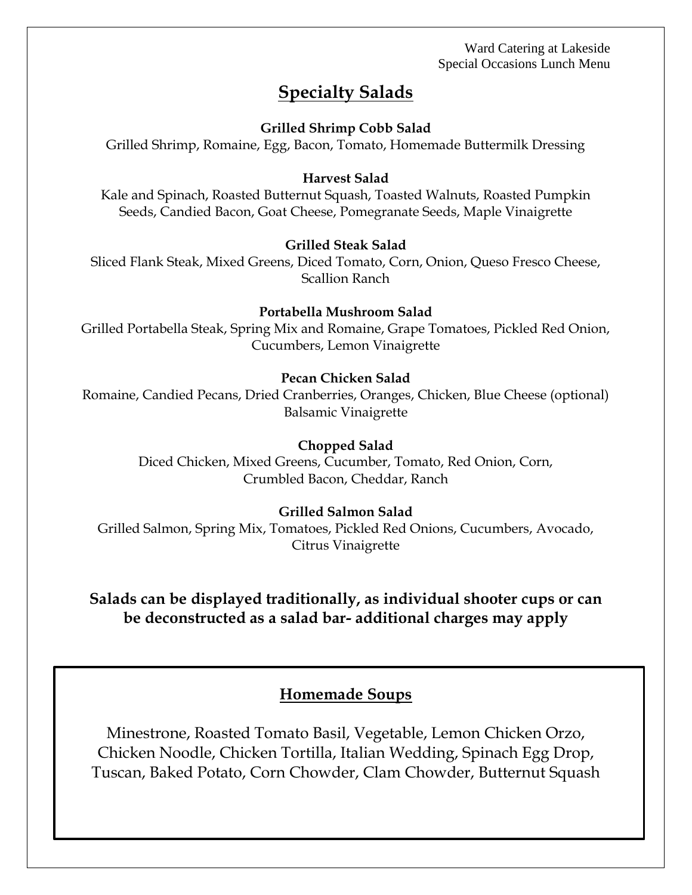Ward Catering at Lakeside
Special Occasions Lunch Menu

## Specialty Salads

**Grilled Shrimp Cobb Salad**
Grilled Shrimp, Romaine, Egg, Bacon, Tomato, Homemade Buttermilk Dressing

**Harvest Salad**
Kale and Spinach, Roasted Butternut Squash, Toasted Walnuts, Roasted Pumpkin Seeds, Candied Bacon, Goat Cheese, Pomegranate Seeds, Maple Vinaigrette

**Grilled Steak Salad**
Sliced Flank Steak, Mixed Greens, Diced Tomato, Corn, Onion, Queso Fresco Cheese, Scallion Ranch

**Portabella Mushroom Salad**
Grilled Portabella Steak, Spring Mix and Romaine, Grape Tomatoes, Pickled Red Onion, Cucumbers, Lemon Vinaigrette

**Pecan Chicken Salad**
Romaine, Candied Pecans, Dried Cranberries, Oranges, Chicken, Blue Cheese (optional) Balsamic Vinaigrette

**Chopped Salad**
Diced Chicken, Mixed Greens, Cucumber, Tomato, Red Onion, Corn, Crumbled Bacon, Cheddar, Ranch

**Grilled Salmon Salad**
Grilled Salmon, Spring Mix, Tomatoes, Pickled Red Onions, Cucumbers, Avocado, Citrus Vinaigrette

**Salads can be displayed traditionally, as individual shooter cups or can be deconstructed as a salad bar- additional charges may apply**

## Homemade Soups

Minestrone, Roasted Tomato Basil, Vegetable, Lemon Chicken Orzo, Chicken Noodle, Chicken Tortilla, Italian Wedding, Spinach Egg Drop, Tuscan, Baked Potato, Corn Chowder, Clam Chowder, Butternut Squash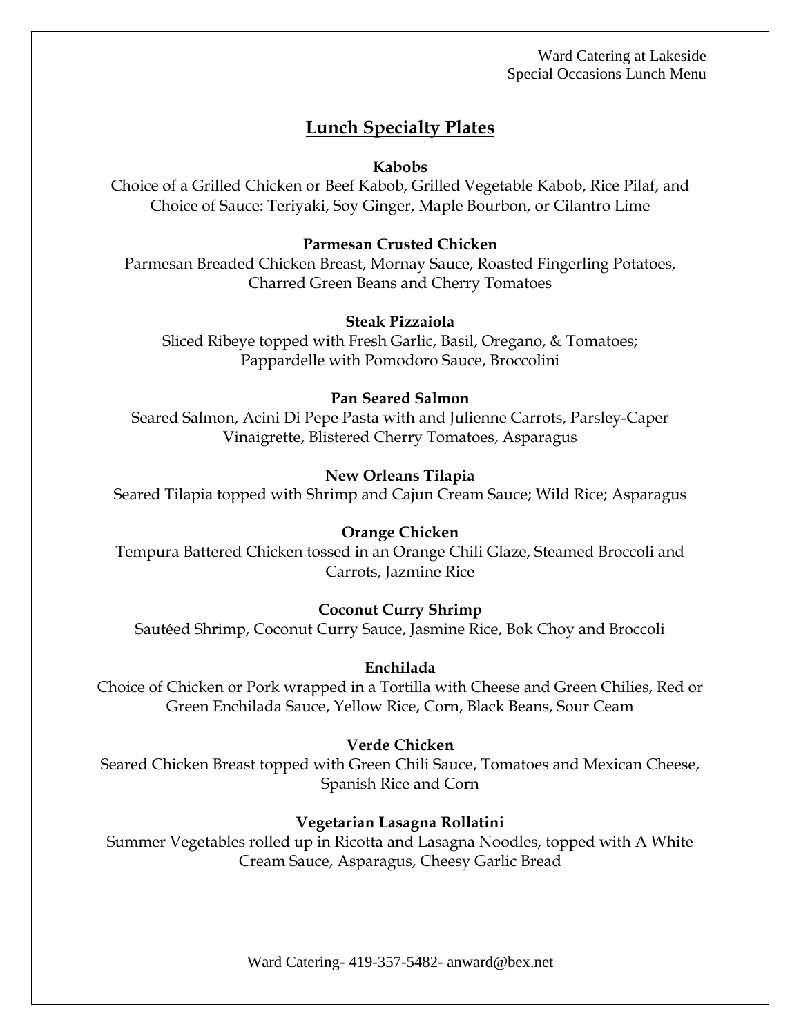Ward Catering at Lakeside
Special Occasions Lunch Menu

## Lunch Specialty Plates

**Kabobs**
Choice of a Grilled Chicken or Beef Kabob, Grilled Vegetable Kabob, Rice Pilaf, and Choice of Sauce: Teriyaki, Soy Ginger, Maple Bourbon, or Cilantro Lime

**Parmesan Crusted Chicken**
Parmesan Breaded Chicken Breast, Mornay Sauce, Roasted Fingerling Potatoes, Charred Green Beans and Cherry Tomatoes

**Steak Pizzaiola**
Sliced Ribeye topped with Fresh Garlic, Basil, Oregano, & Tomatoes; Pappardelle with Pomodoro Sauce, Broccolini

**Pan Seared Salmon**
Seared Salmon, Acini Di Pepe Pasta with and Julienne Carrots, Parsley-Caper Vinaigrette, Blistered Cherry Tomatoes, Asparagus

**New Orleans Tilapia**
Seared Tilapia topped with Shrimp and Cajun Cream Sauce; Wild Rice; Asparagus

**Orange Chicken**
Tempura Battered Chicken tossed in an Orange Chili Glaze, Steamed Broccoli and Carrots, Jazmine Rice

**Coconut Curry Shrimp**
Sautéed Shrimp, Coconut Curry Sauce, Jasmine Rice, Bok Choy and Broccoli

**Enchilada**
Choice of Chicken or Pork wrapped in a Tortilla with Cheese and Green Chilies, Red or Green Enchilada Sauce, Yellow Rice, Corn, Black Beans, Sour Ceam

**Verde Chicken**
Seared Chicken Breast topped with Green Chili Sauce, Tomatoes and Mexican Cheese, Spanish Rice and Corn

**Vegetarian Lasagna Rollatini**
Summer Vegetables rolled up in Ricotta and Lasagna Noodles, topped with A White Cream Sauce, Asparagus, Cheesy Garlic Bread

Ward Catering- 419-357-5482- anward@bex.net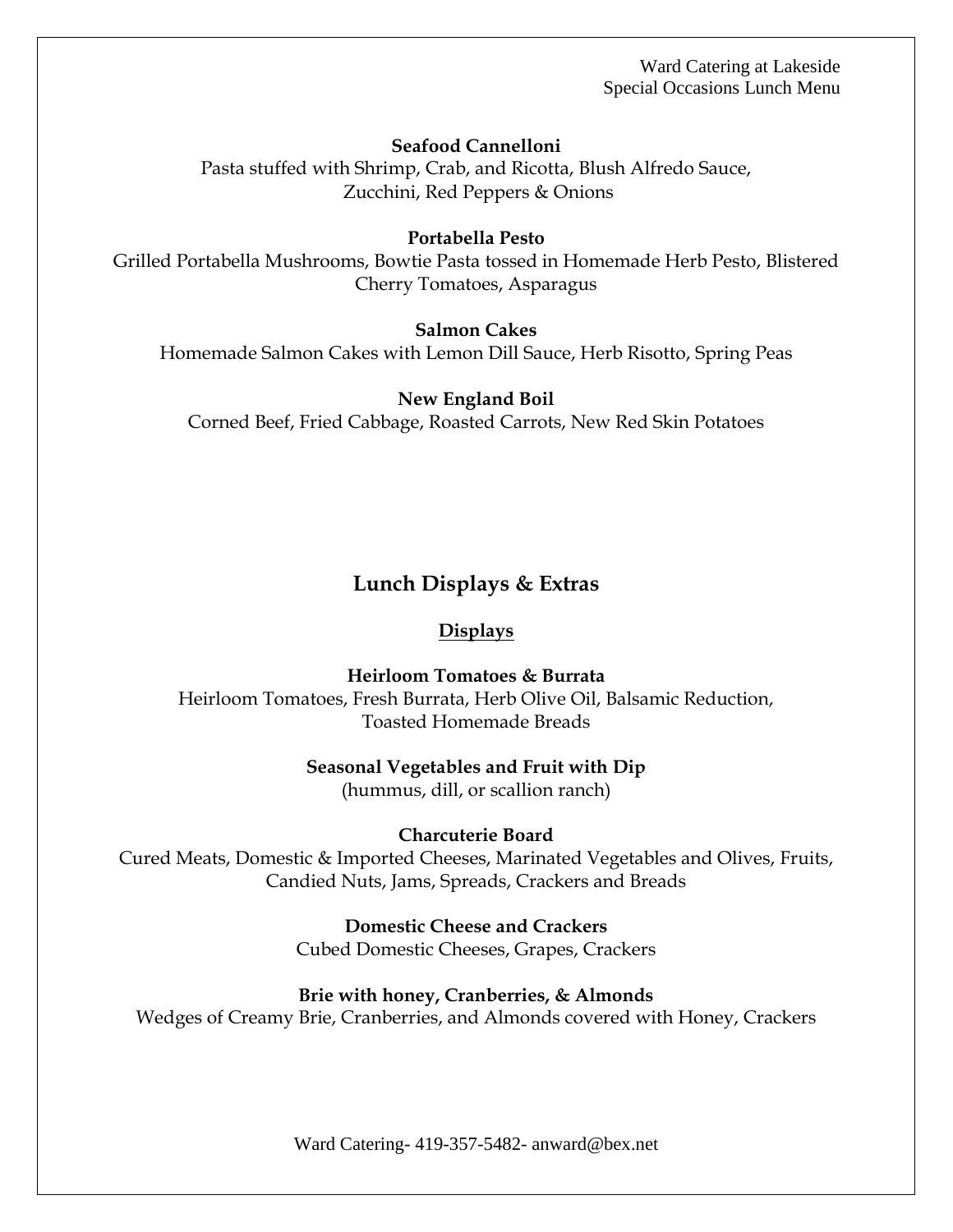**Seafood Cannelloni**

Pasta stuffed with Shrimp, Crab, and Ricotta, Blush Alfredo Sauce, Zucchini, Red Peppers & Onions

**Portabella Pesto**

Grilled Portabella Mushrooms, Bowtie Pasta tossed in Homemade Herb Pesto, Blistered Cherry Tomatoes, Asparagus

**Salmon Cakes**

Homemade Salmon Cakes with Lemon Dill Sauce, Herb Risotto, Spring Peas

**New England Boil**

Corned Beef, Fried Cabbage, Roasted Carrots, New Red Skin Potatoes

## Lunch Displays & Extras

### Displays

**Heirloom Tomatoes & Burrata**

Heirloom Tomatoes, Fresh Burrata, Herb Olive Oil, Balsamic Reduction, Toasted Homemade Breads

**Seasonal Vegetables and Fruit with Dip**

(hummus, dill, or scallion ranch)

**Charcuterie Board**

Cured Meats, Domestic & Imported Cheeses, Marinated Vegetables and Olives, Fruits, Candied Nuts, Jams, Spreads, Crackers and Breads

**Domestic Cheese and Crackers**

Cubed Domestic Cheeses, Grapes, Crackers

**Brie with honey, Cranberries, & Almonds**

Wedges of Creamy Brie, Cranberries, and Almonds covered with Honey, Crackers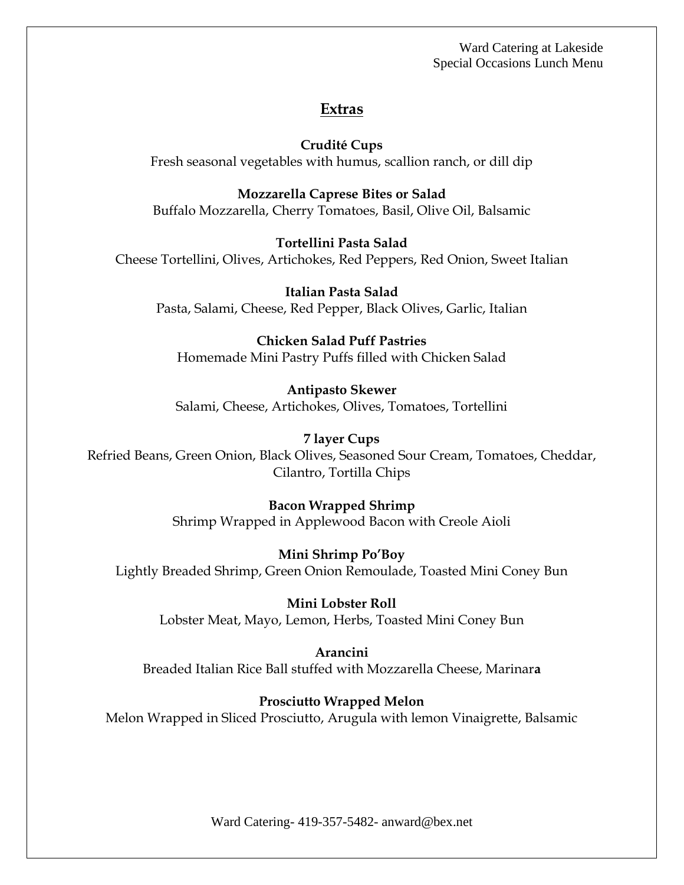## Extras

**Crudité Cups**
Fresh seasonal vegetables with humus, scallion ranch, or dill dip

**Mozzarella Caprese Bites or Salad**
Buffalo Mozzarella, Cherry Tomatoes, Basil, Olive Oil, Balsamic

**Tortellini Pasta Salad**
Cheese Tortellini, Olives, Artichokes, Red Peppers, Red Onion, Sweet Italian

**Italian Pasta Salad**
Pasta, Salami, Cheese, Red Pepper, Black Olives, Garlic, Italian

**Chicken Salad Puff Pastries**
Homemade Mini Pastry Puffs filled with Chicken Salad

**Antipasto Skewer**
Salami, Cheese, Artichokes, Olives, Tomatoes, Tortellini

**7 layer Cups**
Refried Beans, Green Onion, Black Olives, Seasoned Sour Cream, Tomatoes, Cheddar, Cilantro, Tortilla Chips

**Bacon Wrapped Shrimp**
Shrimp Wrapped in Applewood Bacon with Creole Aioli

**Mini Shrimp Po'Boy**
Lightly Breaded Shrimp, Green Onion Remoulade, Toasted Mini Coney Bun

**Mini Lobster Roll**
Lobster Meat, Mayo, Lemon, Herbs, Toasted Mini Coney Bun

**Arancini**
Breaded Italian Rice Ball stuffed with Mozzarella Cheese, Marinara

**Prosciutto Wrapped Melon**
Melon Wrapped in Sliced Prosciutto, Arugula with lemon Vinaigrette, Balsamic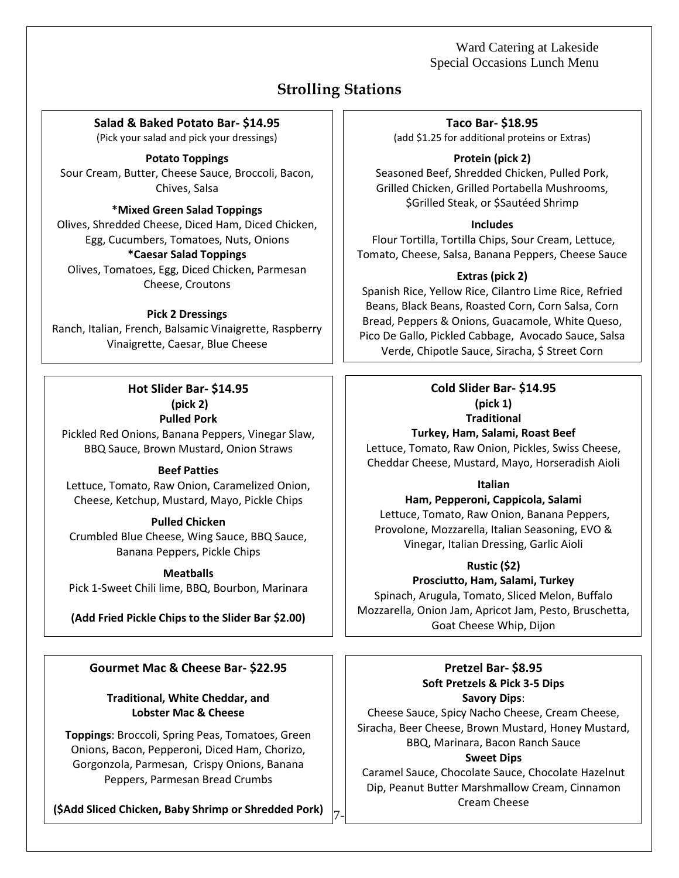Ward Catering at Lakeside
Special Occasions Lunch Menu

# Strolling Stations

## Salad & Baked Potato Bar- $14.95

(Pick your salad and pick your dressings)

**Potato Toppings**
Sour Cream, Butter, Cheese Sauce, Broccoli, Bacon, Chives, Salsa

**\*Mixed Green Salad Toppings**
Olives, Shredded Cheese, Diced Ham, Diced Chicken, Egg, Cucumbers, Tomatoes, Nuts, Onions

**\*Caesar Salad Toppings**
Olives, Tomatoes, Egg, Diced Chicken, Parmesan Cheese, Croutons

**Pick 2 Dressings**
Ranch, Italian, French, Balsamic Vinaigrette, Raspberry Vinaigrette, Caesar, Blue Cheese

## Taco Bar- $18.95

(add $1.25 for additional proteins or Extras)

**Protein (pick 2)**
Seasoned Beef, Shredded Chicken, Pulled Pork, Grilled Chicken, Grilled Portabella Mushrooms, $Grilled Steak, or $Sautéed Shrimp

**Includes**
Flour Tortilla, Tortilla Chips, Sour Cream, Lettuce, Tomato, Cheese, Salsa, Banana Peppers, Cheese Sauce

**Extras (pick 2)**
Spanish Rice, Yellow Rice, Cilantro Lime Rice, Refried Beans, Black Beans, Roasted Corn, Corn Salsa, Corn Bread, Peppers & Onions, Guacamole, White Queso, Pico De Gallo, Pickled Cabbage, Avocado Sauce, Salsa Verde, Chipotle Sauce, Siracha, $ Street Corn

## Hot Slider Bar- $14.95

**(pick 2)**

**Pulled Pork**
Pickled Red Onions, Banana Peppers, Vinegar Slaw, BBQ Sauce, Brown Mustard, Onion Straws

**Beef Patties**
Lettuce, Tomato, Raw Onion, Caramelized Onion, Cheese, Ketchup, Mustard, Mayo, Pickle Chips

**Pulled Chicken**
Crumbled Blue Cheese, Wing Sauce, BBQ Sauce, Banana Peppers, Pickle Chips

**Meatballs**
Pick 1-Sweet Chili lime, BBQ, Bourbon, Marinara

**(Add Fried Pickle Chips to the Slider Bar $2.00)**

## Cold Slider Bar- $14.95

**(pick 1)**

**Traditional**
**Turkey, Ham, Salami, Roast Beef**
Lettuce, Tomato, Raw Onion, Pickles, Swiss Cheese, Cheddar Cheese, Mustard, Mayo, Horseradish Aioli

**Italian**
**Ham, Pepperoni, Cappicola, Salami**
Lettuce, Tomato, Raw Onion, Banana Peppers, Provolone, Mozzarella, Italian Seasoning, EVO & Vinegar, Italian Dressing, Garlic Aioli

**Rustic ($2)**
**Prosciutto, Ham, Salami, Turkey**
Spinach, Arugula, Tomato, Sliced Melon, Buffalo Mozzarella, Onion Jam, Apricot Jam, Pesto, Bruschetta, Goat Cheese Whip, Dijon

## Gourmet Mac & Cheese Bar- $22.95

**Traditional, White Cheddar, and Lobster Mac & Cheese**

**Toppings**: Broccoli, Spring Peas, Tomatoes, Green Onions, Bacon, Pepperoni, Diced Ham, Chorizo, Gorgonzola, Parmesan, Crispy Onions, Banana Peppers, Parmesan Bread Crumbs

**($Add Sliced Chicken, Baby Shrimp or Shredded Pork)**

## Pretzel Bar- $8.95

**Soft Pretzels & Pick 3-5 Dips**

**Savory Dips**:
Cheese Sauce, Spicy Nacho Cheese, Cream Cheese, Siracha, Beer Cheese, Brown Mustard, Honey Mustard, BBQ, Marinara, Bacon Ranch Sauce

**Sweet Dips**
Caramel Sauce, Chocolate Sauce, Chocolate Hazelnut Dip, Peanut Butter Marshmallow Cream, Cinnamon Cream Cheese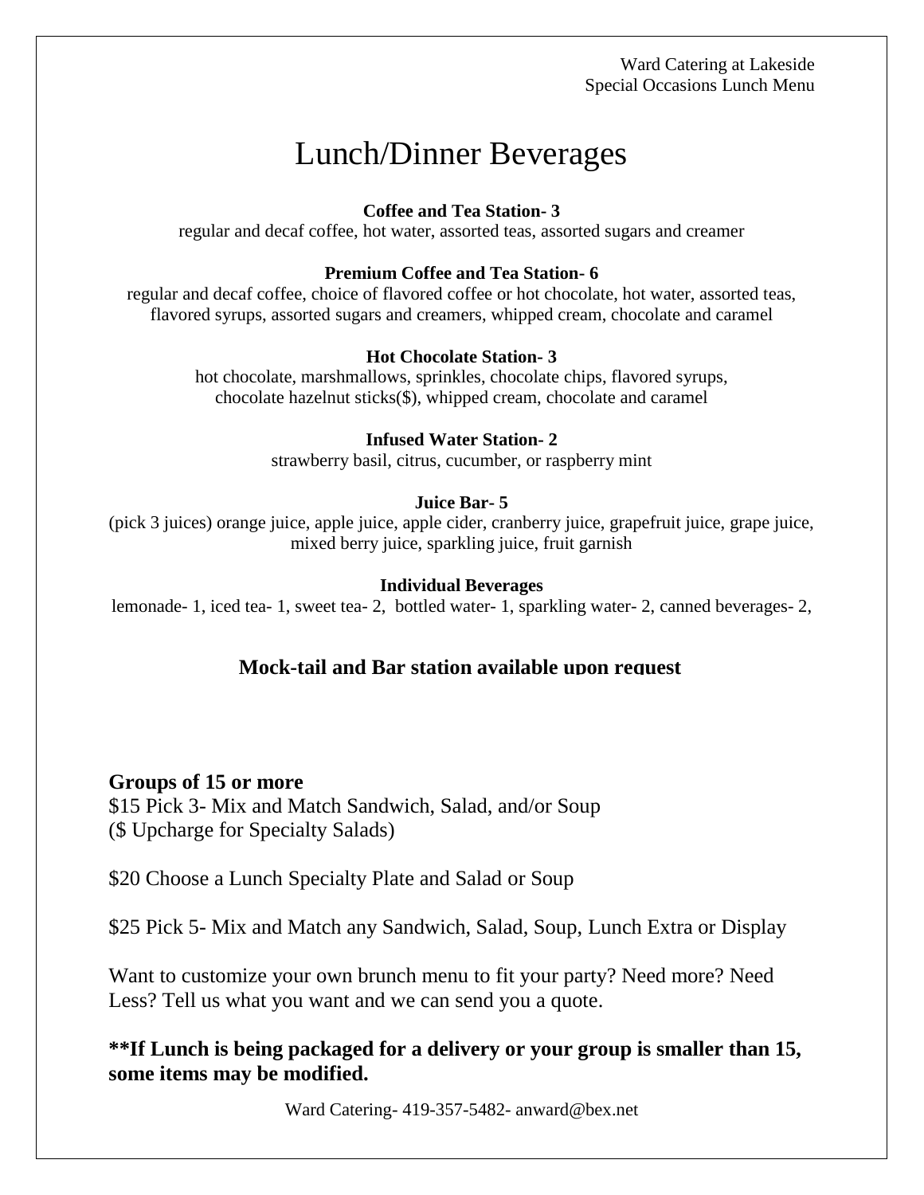# Lunch/Dinner Beverages

**Coffee and Tea Station- 3**
regular and decaf coffee, hot water, assorted teas, assorted sugars and creamer

**Premium Coffee and Tea Station- 6**
regular and decaf coffee, choice of flavored coffee or hot chocolate, hot water, assorted teas, flavored syrups, assorted sugars and creamers, whipped cream, chocolate and caramel

**Hot Chocolate Station- 3**
hot chocolate, marshmallows, sprinkles, chocolate chips, flavored syrups, chocolate hazelnut sticks($), whipped cream, chocolate and caramel

**Infused Water Station- 2**
strawberry basil, citrus, cucumber, or raspberry mint

**Juice Bar- 5**
(pick 3 juices) orange juice, apple juice, apple cider, cranberry juice, grapefruit juice, grape juice, mixed berry juice, sparkling juice, fruit garnish

**Individual Beverages**
lemonade- 1, iced tea- 1, sweet tea- 2, bottled water- 1, sparkling water- 2, canned beverages- 2,

**Mock-tail and Bar station available upon request**

**Groups of 15 or more**
$15 Pick 3- Mix and Match Sandwich, Salad, and/or Soup
($ Upcharge for Specialty Salads)

$20 Choose a Lunch Specialty Plate and Salad or Soup

$25 Pick 5- Mix and Match any Sandwich, Salad, Soup, Lunch Extra or Display

Want to customize your own brunch menu to fit your party? Need more? Need Less? Tell us what you want and we can send you a quote.

**\*\*If Lunch is being packaged for a delivery or your group is smaller than 15, some items may be modified.**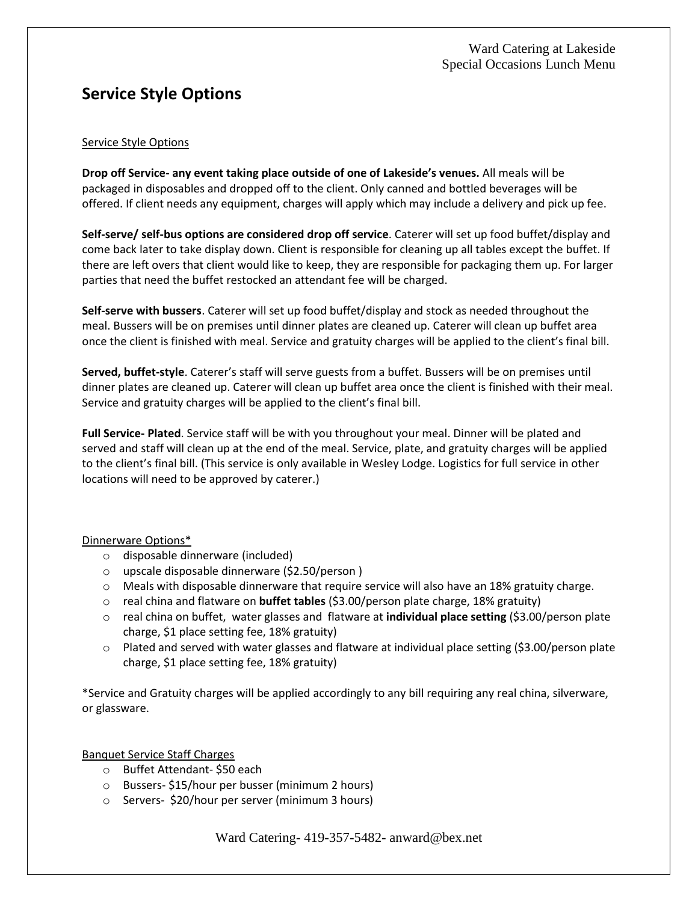## Service Style Options

Service Style Options

**Drop off Service- any event taking place outside of one of Lakeside's venues.** All meals will be packaged in disposables and dropped off to the client. Only canned and bottled beverages will be offered. If client needs any equipment, charges will apply which may include a delivery and pick up fee.

**Self-serve/ self-bus options are considered drop off service**. Caterer will set up food buffet/display and come back later to take display down. Client is responsible for cleaning up all tables except the buffet. If there are left overs that client would like to keep, they are responsible for packaging them up. For larger parties that need the buffet restocked an attendant fee will be charged.

**Self-serve with bussers**. Caterer will set up food buffet/display and stock as needed throughout the meal. Bussers will be on premises until dinner plates are cleaned up. Caterer will clean up buffet area once the client is finished with meal. Service and gratuity charges will be applied to the client's final bill.

**Served, buffet-style**. Caterer's staff will serve guests from a buffet. Bussers will be on premises until dinner plates are cleaned up. Caterer will clean up buffet area once the client is finished with their meal. Service and gratuity charges will be applied to the client's final bill.

**Full Service- Plated**. Service staff will be with you throughout your meal. Dinner will be plated and served and staff will clean up at the end of the meal. Service, plate, and gratuity charges will be applied to the client's final bill. (This service is only available in Wesley Lodge. Logistics for full service in other locations will need to be approved by caterer.)

Dinnerware Options*

- disposable dinnerware (included)
- upscale disposable dinnerware ($2.50/person )
- Meals with disposable dinnerware that require service will also have an 18% gratuity charge.
- real china and flatware on **buffet tables** ($3.00/person plate charge, 18% gratuity)
- real china on buffet, water glasses and flatware at **individual place setting** ($3.00/person plate charge, $1 place setting fee, 18% gratuity)
- Plated and served with water glasses and flatware at individual place setting ($3.00/person plate charge, $1 place setting fee, 18% gratuity)

*Service and Gratuity charges will be applied accordingly to any bill requiring any real china, silverware, or glassware.

Banquet Service Staff Charges

- Buffet Attendant- $50 each
- Bussers- $15/hour per busser (minimum 2 hours)
- Servers- $20/hour per server (minimum 3 hours)